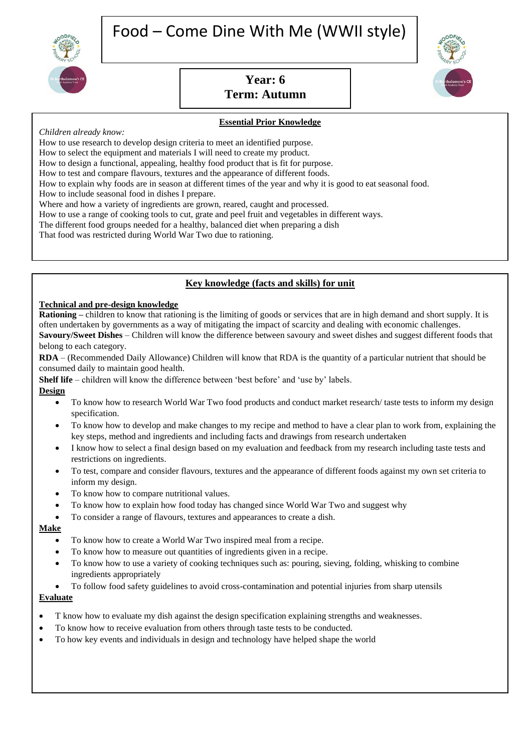# Food – Come Dine With Me (WWII style)

**Year: 6**
**Term: Autumn**

## Essential Prior Knowledge

*Children already know:*

How to use research to develop design criteria to meet an identified purpose.
How to select the equipment and materials I will need to create my product.
How to design a functional, appealing, healthy food product that is fit for purpose.
How to test and compare flavours, textures and the appearance of different foods.
How to explain why foods are in season at different times of the year and why it is good to eat seasonal food.
How to include seasonal food in dishes I prepare.
Where and how a variety of ingredients are grown, reared, caught and processed.
How to use a range of cooking tools to cut, grate and peel fruit and vegetables in different ways.
The different food groups needed for a healthy, balanced diet when preparing a dish
That food was restricted during World War Two due to rationing.

## Key knowledge (facts and skills) for unit

**Technical and pre-design knowledge**

**Rationing –** children to know that rationing is the limiting of goods or services that are in high demand and short supply. It is often undertaken by governments as a way of mitigating the impact of scarcity and dealing with economic challenges.
**Savoury/Sweet Dishes** – Children will know the difference between savoury and sweet dishes and suggest different foods that belong to each category.
**RDA** – (Recommended Daily Allowance) Children will know that RDA is the quantity of a particular nutrient that should be consumed daily to maintain good health.
**Shelf life** – children will know the difference between 'best before' and 'use by' labels.

**Design**

- To know how to research World War Two food products and conduct market research/ taste tests to inform my design specification.
- To know how to develop and make changes to my recipe and method to have a clear plan to work from, explaining the key steps, method and ingredients and including facts and drawings from research undertaken
- I know how to select a final design based on my evaluation and feedback from my research including taste tests and restrictions on ingredients.
- To test, compare and consider flavours, textures and the appearance of different foods against my own set criteria to inform my design.
- To know how to compare nutritional values.
- To know how to explain how food today has changed since World War Two and suggest why
- To consider a range of flavours, textures and appearances to create a dish.

**Make**

- To know how to create a World War Two inspired meal from a recipe.
- To know how to measure out quantities of ingredients given in a recipe.
- To know how to use a variety of cooking techniques such as: pouring, sieving, folding, whisking to combine ingredients appropriately
- To follow food safety guidelines to avoid cross-contamination and potential injuries from sharp utensils

**Evaluate**

- T know how to evaluate my dish against the design specification explaining strengths and weaknesses.
- To know how to receive evaluation from others through taste tests to be conducted.
- To how key events and individuals in design and technology have helped shape the world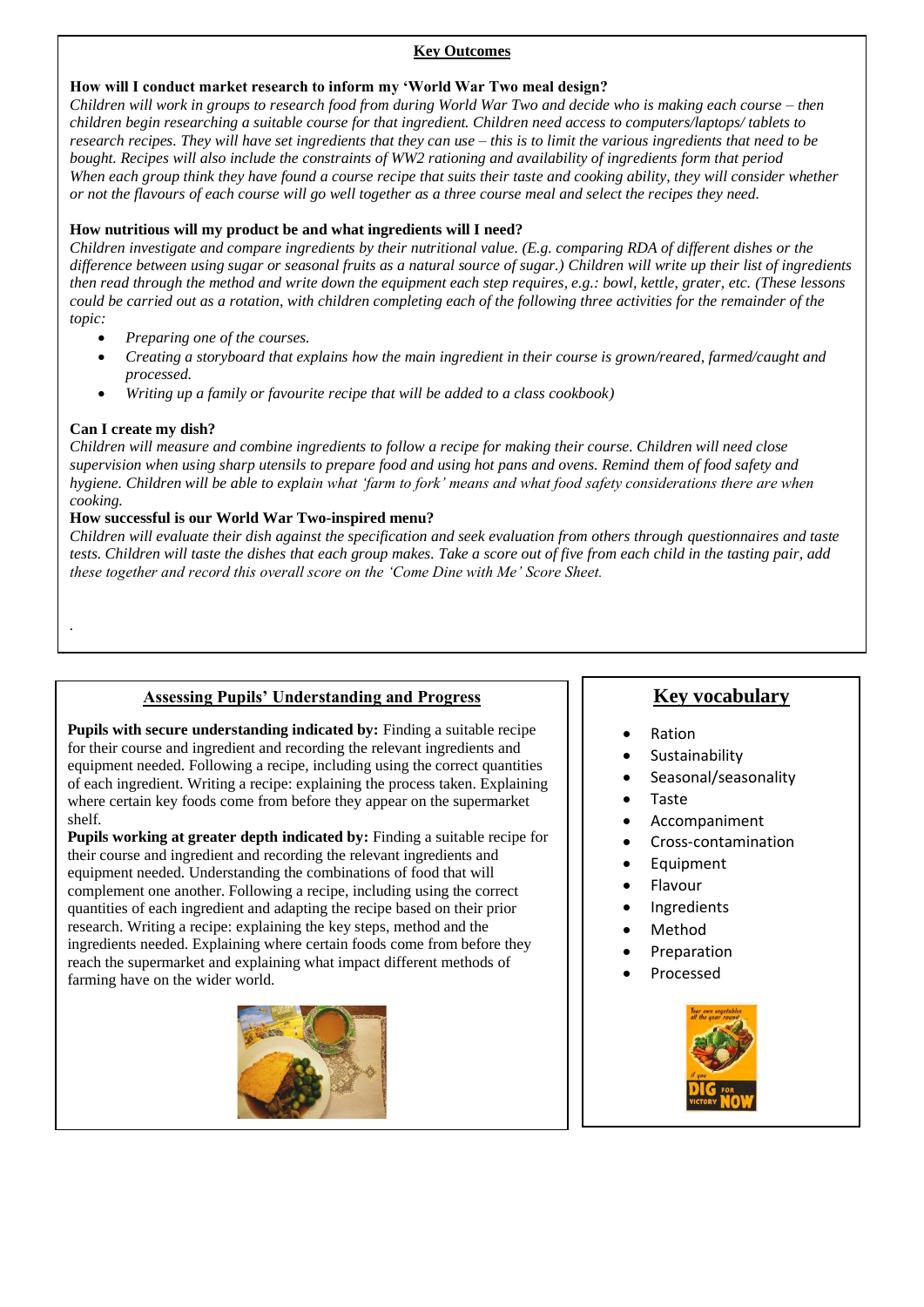## Key Outcomes

**How will I conduct market research to inform my 'World War Two meal design?**

*Children will work in groups to research food from during World War Two and decide who is making each course – then children begin researching a suitable course for that ingredient. Children need access to computers/laptops/ tablets to research recipes. They will have set ingredients that they can use – this is to limit the various ingredients that need to be bought. Recipes will also include the constraints of WW2 rationing and availability of ingredients form that period When each group think they have found a course recipe that suits their taste and cooking ability, they will consider whether or not the flavours of each course will go well together as a three course meal and select the recipes they need.*

**How nutritious will my product be and what ingredients will I need?**

*Children investigate and compare ingredients by their nutritional value. (E.g. comparing RDA of different dishes or the difference between using sugar or seasonal fruits as a natural source of sugar.) Children will write up their list of ingredients then read through the method and write down the equipment each step requires, e.g.: bowl, kettle, grater, etc. (These lessons could be carried out as a rotation, with children completing each of the following three activities for the remainder of the topic:*

- *Preparing one of the courses.*
- *Creating a storyboard that explains how the main ingredient in their course is grown/reared, farmed/caught and processed.*
- *Writing up a family or favourite recipe that will be added to a class cookbook)*

**Can I create my dish?**

*Children will measure and combine ingredients to follow a recipe for making their course. Children will need close supervision when using sharp utensils to prepare food and using hot pans and ovens. Remind them of food safety and hygiene. Children will be able to explain what 'farm to fork' means and what food safety considerations there are when cooking.*

**How successful is our World War Two-inspired menu?**

*Children will evaluate their dish against the specification and seek evaluation from others through questionnaires and taste tests. Children will taste the dishes that each group makes. Take a score out of five from each child in the tasting pair, add these together and record this overall score on the 'Come Dine with Me' Score Sheet.*

.

## Assessing Pupils' Understanding and Progress

**Pupils with secure understanding indicated by:** Finding a suitable recipe for their course and ingredient and recording the relevant ingredients and equipment needed. Following a recipe, including using the correct quantities of each ingredient. Writing a recipe: explaining the process taken. Explaining where certain key foods come from before they appear on the supermarket shelf.

**Pupils working at greater depth indicated by:** Finding a suitable recipe for their course and ingredient and recording the relevant ingredients and equipment needed. Understanding the combinations of food that will complement one another. Following a recipe, including using the correct quantities of each ingredient and adapting the recipe based on their prior research. Writing a recipe: explaining the key steps, method and the ingredients needed. Explaining where certain foods come from before they reach the supermarket and explaining what impact different methods of farming have on the wider world.

## Key vocabulary

- Ration
- Sustainability
- Seasonal/seasonality
- Taste
- Accompaniment
- Cross-contamination
- Equipment
- Flavour
- Ingredients
- Method
- Preparation
- Processed